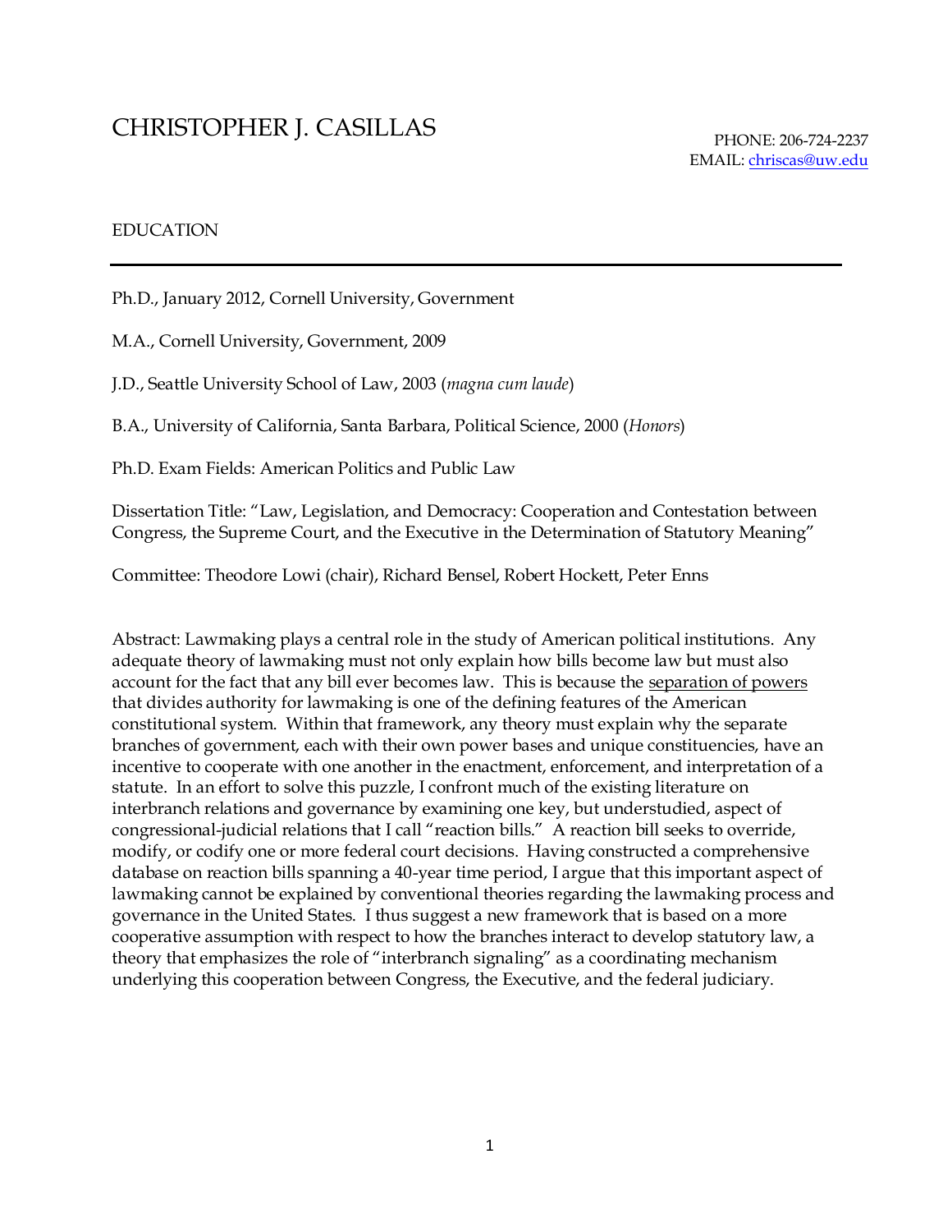# CHRISTOPHER J. CASILLAS

PHONE: 206-724-2237
EMAIL: chriscas@uw.edu

## EDUCATION

Ph.D., January 2012, Cornell University, Government

M.A., Cornell University, Government, 2009

J.D., Seattle University School of Law, 2003 (*magna cum laude*)

B.A., University of California, Santa Barbara, Political Science, 2000 (*Honors*)

Ph.D. Exam Fields: American Politics and Public Law

Dissertation Title: "Law, Legislation, and Democracy: Cooperation and Contestation between Congress, the Supreme Court, and the Executive in the Determination of Statutory Meaning"

Committee: Theodore Lowi (chair), Richard Bensel, Robert Hockett, Peter Enns

Abstract: Lawmaking plays a central role in the study of American political institutions. Any adequate theory of lawmaking must not only explain how bills become law but must also account for the fact that any bill ever becomes law. This is because the separation of powers that divides authority for lawmaking is one of the defining features of the American constitutional system. Within that framework, any theory must explain why the separate branches of government, each with their own power bases and unique constituencies, have an incentive to cooperate with one another in the enactment, enforcement, and interpretation of a statute. In an effort to solve this puzzle, I confront much of the existing literature on interbranch relations and governance by examining one key, but understudied, aspect of congressional-judicial relations that I call "reaction bills." A reaction bill seeks to override, modify, or codify one or more federal court decisions. Having constructed a comprehensive database on reaction bills spanning a 40-year time period, I argue that this important aspect of lawmaking cannot be explained by conventional theories regarding the lawmaking process and governance in the United States. I thus suggest a new framework that is based on a more cooperative assumption with respect to how the branches interact to develop statutory law, a theory that emphasizes the role of "interbranch signaling" as a coordinating mechanism underlying this cooperation between Congress, the Executive, and the federal judiciary.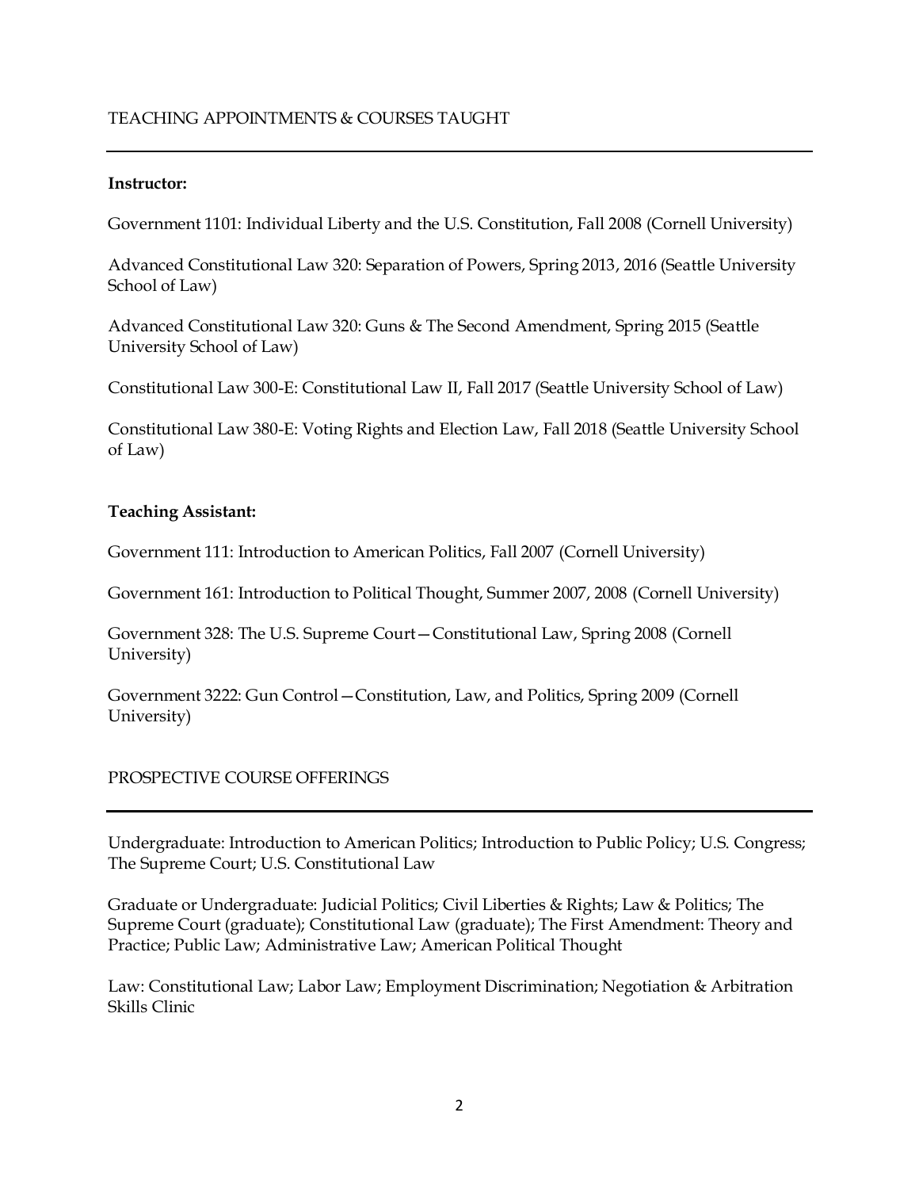## TEACHING APPOINTMENTS & COURSES TAUGHT

**Instructor:**

Government 1101: Individual Liberty and the U.S. Constitution, Fall 2008 (Cornell University)

Advanced Constitutional Law 320: Separation of Powers, Spring 2013, 2016 (Seattle University School of Law)

Advanced Constitutional Law 320: Guns & The Second Amendment, Spring 2015 (Seattle University School of Law)

Constitutional Law 300-E: Constitutional Law II, Fall 2017 (Seattle University School of Law)

Constitutional Law 380-E: Voting Rights and Election Law, Fall 2018 (Seattle University School of Law)

**Teaching Assistant:**

Government 111: Introduction to American Politics, Fall 2007 (Cornell University)

Government 161: Introduction to Political Thought, Summer 2007, 2008 (Cornell University)

Government 328: The U.S. Supreme Court—Constitutional Law, Spring 2008 (Cornell University)

Government 3222: Gun Control—Constitution, Law, and Politics, Spring 2009 (Cornell University)

## PROSPECTIVE COURSE OFFERINGS

Undergraduate: Introduction to American Politics; Introduction to Public Policy; U.S. Congress; The Supreme Court; U.S. Constitutional Law

Graduate or Undergraduate: Judicial Politics; Civil Liberties & Rights; Law & Politics; The Supreme Court (graduate); Constitutional Law (graduate); The First Amendment: Theory and Practice; Public Law; Administrative Law; American Political Thought

Law: Constitutional Law; Labor Law; Employment Discrimination; Negotiation & Arbitration Skills Clinic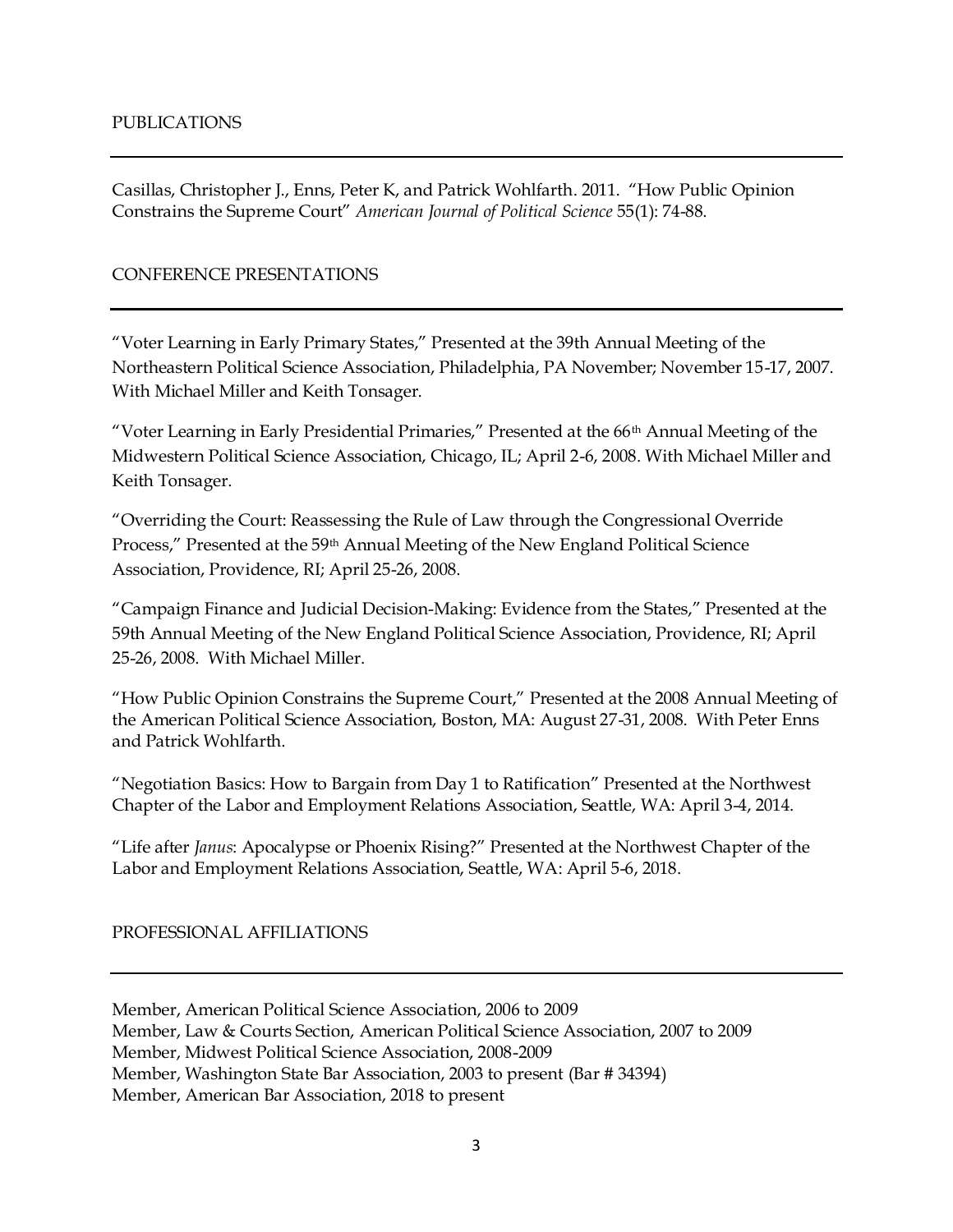## PUBLICATIONS

Casillas, Christopher J., Enns, Peter K, and Patrick Wohlfarth. 2011. "How Public Opinion Constrains the Supreme Court" *American Journal of Political Science* 55(1): 74-88.

## CONFERENCE PRESENTATIONS

"Voter Learning in Early Primary States," Presented at the 39th Annual Meeting of the Northeastern Political Science Association, Philadelphia, PA November; November 15-17, 2007. With Michael Miller and Keith Tonsager.

"Voter Learning in Early Presidential Primaries," Presented at the 66th Annual Meeting of the Midwestern Political Science Association, Chicago, IL; April 2-6, 2008. With Michael Miller and Keith Tonsager.

"Overriding the Court: Reassessing the Rule of Law through the Congressional Override Process," Presented at the 59th Annual Meeting of the New England Political Science Association, Providence, RI; April 25-26, 2008.

"Campaign Finance and Judicial Decision-Making: Evidence from the States," Presented at the 59th Annual Meeting of the New England Political Science Association, Providence, RI; April 25-26, 2008. With Michael Miller.

"How Public Opinion Constrains the Supreme Court," Presented at the 2008 Annual Meeting of the American Political Science Association, Boston, MA: August 27-31, 2008. With Peter Enns and Patrick Wohlfarth.

"Negotiation Basics: How to Bargain from Day 1 to Ratification" Presented at the Northwest Chapter of the Labor and Employment Relations Association, Seattle, WA: April 3-4, 2014.

"Life after *Janus*: Apocalypse or Phoenix Rising?" Presented at the Northwest Chapter of the Labor and Employment Relations Association, Seattle, WA: April 5-6, 2018.

## PROFESSIONAL AFFILIATIONS

Member, American Political Science Association, 2006 to 2009
Member, Law & Courts Section, American Political Science Association, 2007 to 2009
Member, Midwest Political Science Association, 2008-2009
Member, Washington State Bar Association, 2003 to present (Bar # 34394)
Member, American Bar Association, 2018 to present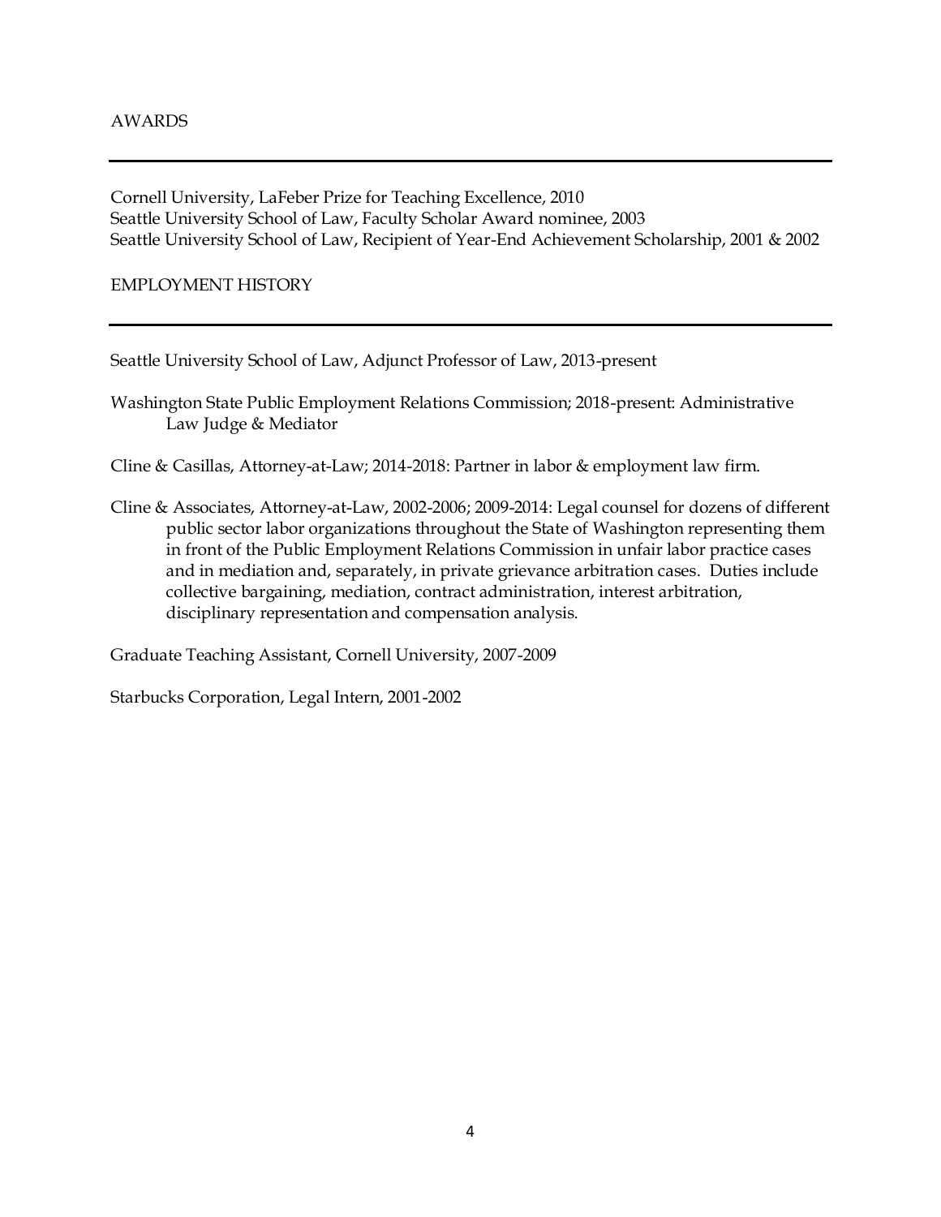## AWARDS

Cornell University, LaFeber Prize for Teaching Excellence, 2010
Seattle University School of Law, Faculty Scholar Award nominee, 2003
Seattle University School of Law, Recipient of Year-End Achievement Scholarship, 2001 & 2002

## EMPLOYMENT HISTORY

Seattle University School of Law, Adjunct Professor of Law, 2013-present

Washington State Public Employment Relations Commission; 2018-present: Administrative Law Judge & Mediator

Cline & Casillas, Attorney-at-Law; 2014-2018: Partner in labor & employment law firm.

Cline & Associates, Attorney-at-Law, 2002-2006; 2009-2014: Legal counsel for dozens of different public sector labor organizations throughout the State of Washington representing them in front of the Public Employment Relations Commission in unfair labor practice cases and in mediation and, separately, in private grievance arbitration cases. Duties include collective bargaining, mediation, contract administration, interest arbitration, disciplinary representation and compensation analysis.

Graduate Teaching Assistant, Cornell University, 2007-2009

Starbucks Corporation, Legal Intern, 2001-2002